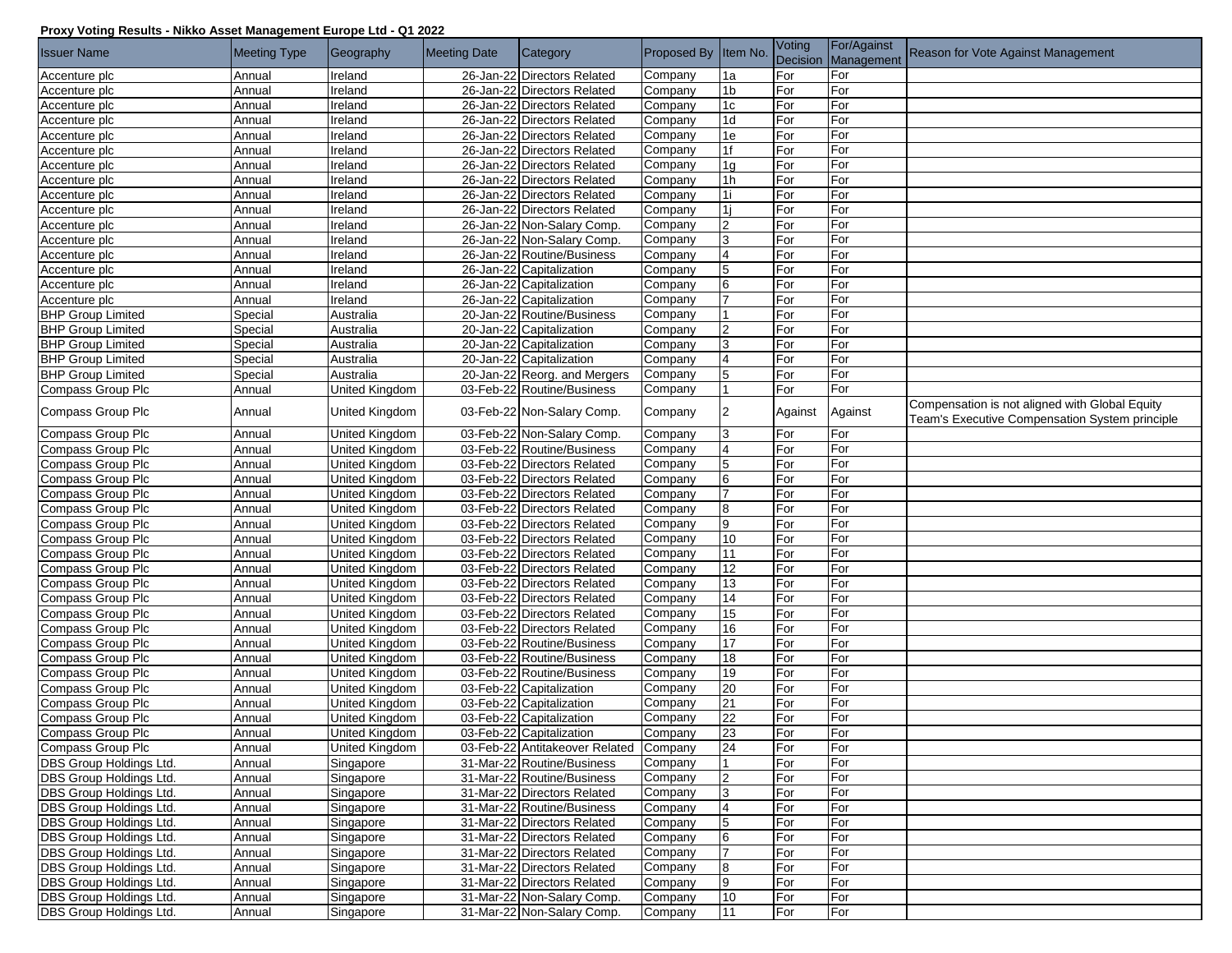**Proxy Voting Results - Nikko Asset Management Europe Ltd - Q1 2022**

| Issuer Name | Meeting Type | Geography | Meeting Date | Category | Proposed By | Item No. | Voting Decision | For/Against Management | Reason for Vote Against Management |
|---|---|---|---|---|---|---|---|---|---|
| Accenture plc | Annual | Ireland | 26-Jan-22 | Directors Related | Company | 1a | For | For | |
| Accenture plc | Annual | Ireland | 26-Jan-22 | Directors Related | Company | 1b | For | For | |
| Accenture plc | Annual | Ireland | 26-Jan-22 | Directors Related | Company | 1c | For | For | |
| Accenture plc | Annual | Ireland | 26-Jan-22 | Directors Related | Company | 1d | For | For | |
| Accenture plc | Annual | Ireland | 26-Jan-22 | Directors Related | Company | 1e | For | For | |
| Accenture plc | Annual | Ireland | 26-Jan-22 | Directors Related | Company | 1f | For | For | |
| Accenture plc | Annual | Ireland | 26-Jan-22 | Directors Related | Company | 1g | For | For | |
| Accenture plc | Annual | Ireland | 26-Jan-22 | Directors Related | Company | 1h | For | For | |
| Accenture plc | Annual | Ireland | 26-Jan-22 | Directors Related | Company | 1i | For | For | |
| Accenture plc | Annual | Ireland | 26-Jan-22 | Directors Related | Company | 1j | For | For | |
| Accenture plc | Annual | Ireland | 26-Jan-22 | Non-Salary Comp. | Company | 2 | For | For | |
| Accenture plc | Annual | Ireland | 26-Jan-22 | Non-Salary Comp. | Company | 3 | For | For | |
| Accenture plc | Annual | Ireland | 26-Jan-22 | Routine/Business | Company | 4 | For | For | |
| Accenture plc | Annual | Ireland | 26-Jan-22 | Capitalization | Company | 5 | For | For | |
| Accenture plc | Annual | Ireland | 26-Jan-22 | Capitalization | Company | 6 | For | For | |
| Accenture plc | Annual | Ireland | 26-Jan-22 | Capitalization | Company | 7 | For | For | |
| BHP Group Limited | Special | Australia | 20-Jan-22 | Routine/Business | Company | 1 | For | For | |
| BHP Group Limited | Special | Australia | 20-Jan-22 | Capitalization | Company | 2 | For | For | |
| BHP Group Limited | Special | Australia | 20-Jan-22 | Capitalization | Company | 3 | For | For | |
| BHP Group Limited | Special | Australia | 20-Jan-22 | Capitalization | Company | 4 | For | For | |
| BHP Group Limited | Special | Australia | 20-Jan-22 | Reorg. and Mergers | Company | 5 | For | For | |
| Compass Group Plc | Annual | United Kingdom | 03-Feb-22 | Routine/Business | Company | 1 | For | For | |
| Compass Group Plc | Annual | United Kingdom | 03-Feb-22 | Non-Salary Comp. | Company | 2 | Against | Against | Compensation is not aligned with Global Equity Team's Executive Compensation System principle |
| Compass Group Plc | Annual | United Kingdom | 03-Feb-22 | Non-Salary Comp. | Company | 3 | For | For | |
| Compass Group Plc | Annual | United Kingdom | 03-Feb-22 | Routine/Business | Company | 4 | For | For | |
| Compass Group Plc | Annual | United Kingdom | 03-Feb-22 | Directors Related | Company | 5 | For | For | |
| Compass Group Plc | Annual | United Kingdom | 03-Feb-22 | Directors Related | Company | 6 | For | For | |
| Compass Group Plc | Annual | United Kingdom | 03-Feb-22 | Directors Related | Company | 7 | For | For | |
| Compass Group Plc | Annual | United Kingdom | 03-Feb-22 | Directors Related | Company | 8 | For | For | |
| Compass Group Plc | Annual | United Kingdom | 03-Feb-22 | Directors Related | Company | 9 | For | For | |
| Compass Group Plc | Annual | United Kingdom | 03-Feb-22 | Directors Related | Company | 10 | For | For | |
| Compass Group Plc | Annual | United Kingdom | 03-Feb-22 | Directors Related | Company | 11 | For | For | |
| Compass Group Plc | Annual | United Kingdom | 03-Feb-22 | Directors Related | Company | 12 | For | For | |
| Compass Group Plc | Annual | United Kingdom | 03-Feb-22 | Directors Related | Company | 13 | For | For | |
| Compass Group Plc | Annual | United Kingdom | 03-Feb-22 | Directors Related | Company | 14 | For | For | |
| Compass Group Plc | Annual | United Kingdom | 03-Feb-22 | Directors Related | Company | 15 | For | For | |
| Compass Group Plc | Annual | United Kingdom | 03-Feb-22 | Directors Related | Company | 16 | For | For | |
| Compass Group Plc | Annual | United Kingdom | 03-Feb-22 | Routine/Business | Company | 17 | For | For | |
| Compass Group Plc | Annual | United Kingdom | 03-Feb-22 | Routine/Business | Company | 18 | For | For | |
| Compass Group Plc | Annual | United Kingdom | 03-Feb-22 | Routine/Business | Company | 19 | For | For | |
| Compass Group Plc | Annual | United Kingdom | 03-Feb-22 | Capitalization | Company | 20 | For | For | |
| Compass Group Plc | Annual | United Kingdom | 03-Feb-22 | Capitalization | Company | 21 | For | For | |
| Compass Group Plc | Annual | United Kingdom | 03-Feb-22 | Capitalization | Company | 22 | For | For | |
| Compass Group Plc | Annual | United Kingdom | 03-Feb-22 | Capitalization | Company | 23 | For | For | |
| Compass Group Plc | Annual | United Kingdom | 03-Feb-22 | Antitakeover Related | Company | 24 | For | For | |
| DBS Group Holdings Ltd. | Annual | Singapore | 31-Mar-22 | Routine/Business | Company | 1 | For | For | |
| DBS Group Holdings Ltd. | Annual | Singapore | 31-Mar-22 | Routine/Business | Company | 2 | For | For | |
| DBS Group Holdings Ltd. | Annual | Singapore | 31-Mar-22 | Directors Related | Company | 3 | For | For | |
| DBS Group Holdings Ltd. | Annual | Singapore | 31-Mar-22 | Routine/Business | Company | 4 | For | For | |
| DBS Group Holdings Ltd. | Annual | Singapore | 31-Mar-22 | Directors Related | Company | 5 | For | For | |
| DBS Group Holdings Ltd. | Annual | Singapore | 31-Mar-22 | Directors Related | Company | 6 | For | For | |
| DBS Group Holdings Ltd. | Annual | Singapore | 31-Mar-22 | Directors Related | Company | 7 | For | For | |
| DBS Group Holdings Ltd. | Annual | Singapore | 31-Mar-22 | Directors Related | Company | 8 | For | For | |
| DBS Group Holdings Ltd. | Annual | Singapore | 31-Mar-22 | Directors Related | Company | 9 | For | For | |
| DBS Group Holdings Ltd. | Annual | Singapore | 31-Mar-22 | Non-Salary Comp. | Company | 10 | For | For | |
| DBS Group Holdings Ltd. | Annual | Singapore | 31-Mar-22 | Non-Salary Comp. | Company | 11 | For | For | |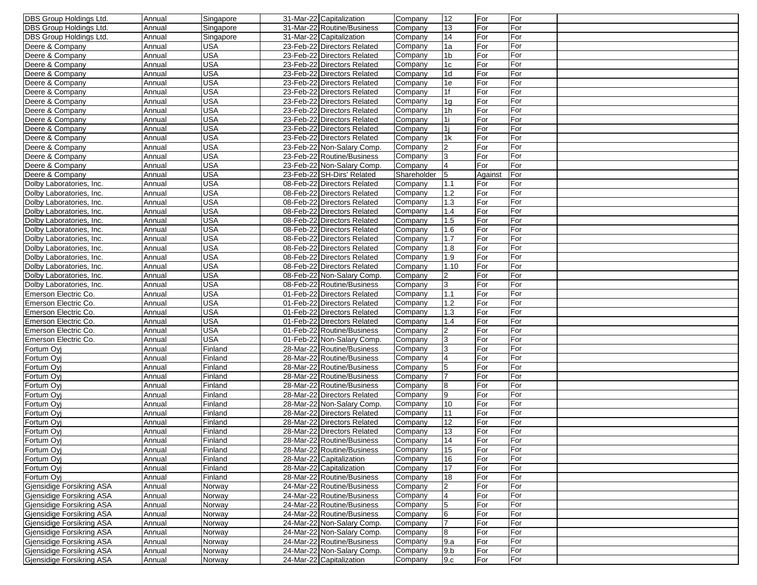| | | | | | | | | | |
|---|---|---|---|---|---|---|---|---|---|
| DBS Group Holdings Ltd. | Annual | Singapore | 31-Mar-22 | Capitalization | Company | 12 | For | For | |
| DBS Group Holdings Ltd. | Annual | Singapore | 31-Mar-22 | Routine/Business | Company | 13 | For | For | |
| DBS Group Holdings Ltd. | Annual | Singapore | 31-Mar-22 | Capitalization | Company | 14 | For | For | |
| Deere & Company | Annual | USA | 23-Feb-22 | Directors Related | Company | 1a | For | For | |
| Deere & Company | Annual | USA | 23-Feb-22 | Directors Related | Company | 1b | For | For | |
| Deere & Company | Annual | USA | 23-Feb-22 | Directors Related | Company | 1c | For | For | |
| Deere & Company | Annual | USA | 23-Feb-22 | Directors Related | Company | 1d | For | For | |
| Deere & Company | Annual | USA | 23-Feb-22 | Directors Related | Company | 1e | For | For | |
| Deere & Company | Annual | USA | 23-Feb-22 | Directors Related | Company | 1f | For | For | |
| Deere & Company | Annual | USA | 23-Feb-22 | Directors Related | Company | 1g | For | For | |
| Deere & Company | Annual | USA | 23-Feb-22 | Directors Related | Company | 1h | For | For | |
| Deere & Company | Annual | USA | 23-Feb-22 | Directors Related | Company | 1i | For | For | |
| Deere & Company | Annual | USA | 23-Feb-22 | Directors Related | Company | 1j | For | For | |
| Deere & Company | Annual | USA | 23-Feb-22 | Directors Related | Company | 1k | For | For | |
| Deere & Company | Annual | USA | 23-Feb-22 | Non-Salary Comp. | Company | 2 | For | For | |
| Deere & Company | Annual | USA | 23-Feb-22 | Routine/Business | Company | 3 | For | For | |
| Deere & Company | Annual | USA | 23-Feb-22 | Non-Salary Comp. | Company | 4 | For | For | |
| Deere & Company | Annual | USA | 23-Feb-22 | SH-Dirs' Related | Shareholder | 5 | Against | For | |
| Dolby Laboratories, Inc. | Annual | USA | 08-Feb-22 | Directors Related | Company | 1.1 | For | For | |
| Dolby Laboratories, Inc. | Annual | USA | 08-Feb-22 | Directors Related | Company | 1.2 | For | For | |
| Dolby Laboratories, Inc. | Annual | USA | 08-Feb-22 | Directors Related | Company | 1.3 | For | For | |
| Dolby Laboratories, Inc. | Annual | USA | 08-Feb-22 | Directors Related | Company | 1.4 | For | For | |
| Dolby Laboratories, Inc. | Annual | USA | 08-Feb-22 | Directors Related | Company | 1.5 | For | For | |
| Dolby Laboratories, Inc. | Annual | USA | 08-Feb-22 | Directors Related | Company | 1.6 | For | For | |
| Dolby Laboratories, Inc. | Annual | USA | 08-Feb-22 | Directors Related | Company | 1.7 | For | For | |
| Dolby Laboratories, Inc. | Annual | USA | 08-Feb-22 | Directors Related | Company | 1.8 | For | For | |
| Dolby Laboratories, Inc. | Annual | USA | 08-Feb-22 | Directors Related | Company | 1.9 | For | For | |
| Dolby Laboratories, Inc. | Annual | USA | 08-Feb-22 | Directors Related | Company | 1.10 | For | For | |
| Dolby Laboratories, Inc. | Annual | USA | 08-Feb-22 | Non-Salary Comp. | Company | 2 | For | For | |
| Dolby Laboratories, Inc. | Annual | USA | 08-Feb-22 | Routine/Business | Company | 3 | For | For | |
| Emerson Electric Co. | Annual | USA | 01-Feb-22 | Directors Related | Company | 1.1 | For | For | |
| Emerson Electric Co. | Annual | USA | 01-Feb-22 | Directors Related | Company | 1.2 | For | For | |
| Emerson Electric Co. | Annual | USA | 01-Feb-22 | Directors Related | Company | 1.3 | For | For | |
| Emerson Electric Co. | Annual | USA | 01-Feb-22 | Directors Related | Company | 1.4 | For | For | |
| Emerson Electric Co. | Annual | USA | 01-Feb-22 | Routine/Business | Company | 2 | For | For | |
| Emerson Electric Co. | Annual | USA | 01-Feb-22 | Non-Salary Comp. | Company | 3 | For | For | |
| Fortum Oyj | Annual | Finland | 28-Mar-22 | Routine/Business | Company | 3 | For | For | |
| Fortum Oyj | Annual | Finland | 28-Mar-22 | Routine/Business | Company | 4 | For | For | |
| Fortum Oyj | Annual | Finland | 28-Mar-22 | Routine/Business | Company | 5 | For | For | |
| Fortum Oyj | Annual | Finland | 28-Mar-22 | Routine/Business | Company | 7 | For | For | |
| Fortum Oyj | Annual | Finland | 28-Mar-22 | Routine/Business | Company | 8 | For | For | |
| Fortum Oyj | Annual | Finland | 28-Mar-22 | Directors Related | Company | 9 | For | For | |
| Fortum Oyj | Annual | Finland | 28-Mar-22 | Non-Salary Comp. | Company | 10 | For | For | |
| Fortum Oyj | Annual | Finland | 28-Mar-22 | Directors Related | Company | 11 | For | For | |
| Fortum Oyj | Annual | Finland | 28-Mar-22 | Directors Related | Company | 12 | For | For | |
| Fortum Oyj | Annual | Finland | 28-Mar-22 | Directors Related | Company | 13 | For | For | |
| Fortum Oyj | Annual | Finland | 28-Mar-22 | Routine/Business | Company | 14 | For | For | |
| Fortum Oyj | Annual | Finland | 28-Mar-22 | Routine/Business | Company | 15 | For | For | |
| Fortum Oyj | Annual | Finland | 28-Mar-22 | Capitalization | Company | 16 | For | For | |
| Fortum Oyj | Annual | Finland | 28-Mar-22 | Capitalization | Company | 17 | For | For | |
| Fortum Oyj | Annual | Finland | 28-Mar-22 | Routine/Business | Company | 18 | For | For | |
| Gjensidige Forsikring ASA | Annual | Norway | 24-Mar-22 | Routine/Business | Company | 2 | For | For | |
| Gjensidige Forsikring ASA | Annual | Norway | 24-Mar-22 | Routine/Business | Company | 4 | For | For | |
| Gjensidige Forsikring ASA | Annual | Norway | 24-Mar-22 | Routine/Business | Company | 5 | For | For | |
| Gjensidige Forsikring ASA | Annual | Norway | 24-Mar-22 | Routine/Business | Company | 6 | For | For | |
| Gjensidige Forsikring ASA | Annual | Norway | 24-Mar-22 | Non-Salary Comp. | Company | 7 | For | For | |
| Gjensidige Forsikring ASA | Annual | Norway | 24-Mar-22 | Non-Salary Comp. | Company | 8 | For | For | |
| Gjensidige Forsikring ASA | Annual | Norway | 24-Mar-22 | Routine/Business | Company | 9.a | For | For | |
| Gjensidige Forsikring ASA | Annual | Norway | 24-Mar-22 | Non-Salary Comp. | Company | 9.b | For | For | |
| Gjensidige Forsikring ASA | Annual | Norway | 24-Mar-22 | Capitalization | Company | 9.c | For | For | |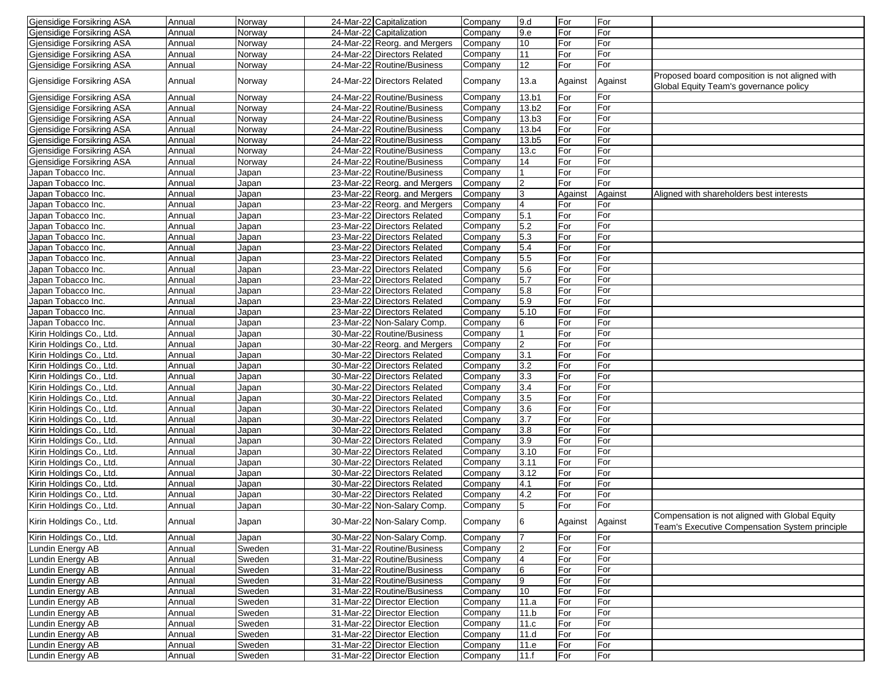| | | | | | | | | | |
|---|---|---|---|---|---|---|---|---|---|
| Gjensidige Forsikring ASA | Annual | Norway | 24-Mar-22 | Capitalization | Company | 9.d | For | For | |
| Gjensidige Forsikring ASA | Annual | Norway | 24-Mar-22 | Capitalization | Company | 9.e | For | For | |
| Gjensidige Forsikring ASA | Annual | Norway | 24-Mar-22 | Reorg. and Mergers | Company | 10 | For | For | |
| Gjensidige Forsikring ASA | Annual | Norway | 24-Mar-22 | Directors Related | Company | 11 | For | For | |
| Gjensidige Forsikring ASA | Annual | Norway | 24-Mar-22 | Routine/Business | Company | 12 | For | For | |
| Gjensidige Forsikring ASA | Annual | Norway | 24-Mar-22 | Directors Related | Company | 13.a | Against | Against | Proposed board composition is not aligned with Global Equity Team's governance policy |
| Gjensidige Forsikring ASA | Annual | Norway | 24-Mar-22 | Routine/Business | Company | 13.b1 | For | For | |
| Gjensidige Forsikring ASA | Annual | Norway | 24-Mar-22 | Routine/Business | Company | 13.b2 | For | For | |
| Gjensidige Forsikring ASA | Annual | Norway | 24-Mar-22 | Routine/Business | Company | 13.b3 | For | For | |
| Gjensidige Forsikring ASA | Annual | Norway | 24-Mar-22 | Routine/Business | Company | 13.b4 | For | For | |
| Gjensidige Forsikring ASA | Annual | Norway | 24-Mar-22 | Routine/Business | Company | 13.b5 | For | For | |
| Gjensidige Forsikring ASA | Annual | Norway | 24-Mar-22 | Routine/Business | Company | 13.c | For | For | |
| Gjensidige Forsikring ASA | Annual | Norway | 24-Mar-22 | Routine/Business | Company | 14 | For | For | |
| Japan Tobacco Inc. | Annual | Japan | 23-Mar-22 | Routine/Business | Company | 1 | For | For | |
| Japan Tobacco Inc. | Annual | Japan | 23-Mar-22 | Reorg. and Mergers | Company | 2 | For | For | |
| Japan Tobacco Inc. | Annual | Japan | 23-Mar-22 | Reorg. and Mergers | Company | 3 | Against | Against | Aligned with shareholders best interests |
| Japan Tobacco Inc. | Annual | Japan | 23-Mar-22 | Reorg. and Mergers | Company | 4 | For | For | |
| Japan Tobacco Inc. | Annual | Japan | 23-Mar-22 | Directors Related | Company | 5.1 | For | For | |
| Japan Tobacco Inc. | Annual | Japan | 23-Mar-22 | Directors Related | Company | 5.2 | For | For | |
| Japan Tobacco Inc. | Annual | Japan | 23-Mar-22 | Directors Related | Company | 5.3 | For | For | |
| Japan Tobacco Inc. | Annual | Japan | 23-Mar-22 | Directors Related | Company | 5.4 | For | For | |
| Japan Tobacco Inc. | Annual | Japan | 23-Mar-22 | Directors Related | Company | 5.5 | For | For | |
| Japan Tobacco Inc. | Annual | Japan | 23-Mar-22 | Directors Related | Company | 5.6 | For | For | |
| Japan Tobacco Inc. | Annual | Japan | 23-Mar-22 | Directors Related | Company | 5.7 | For | For | |
| Japan Tobacco Inc. | Annual | Japan | 23-Mar-22 | Directors Related | Company | 5.8 | For | For | |
| Japan Tobacco Inc. | Annual | Japan | 23-Mar-22 | Directors Related | Company | 5.9 | For | For | |
| Japan Tobacco Inc. | Annual | Japan | 23-Mar-22 | Directors Related | Company | 5.10 | For | For | |
| Japan Tobacco Inc. | Annual | Japan | 23-Mar-22 | Non-Salary Comp. | Company | 6 | For | For | |
| Kirin Holdings Co., Ltd. | Annual | Japan | 30-Mar-22 | Routine/Business | Company | 1 | For | For | |
| Kirin Holdings Co., Ltd. | Annual | Japan | 30-Mar-22 | Reorg. and Mergers | Company | 2 | For | For | |
| Kirin Holdings Co., Ltd. | Annual | Japan | 30-Mar-22 | Directors Related | Company | 3.1 | For | For | |
| Kirin Holdings Co., Ltd. | Annual | Japan | 30-Mar-22 | Directors Related | Company | 3.2 | For | For | |
| Kirin Holdings Co., Ltd. | Annual | Japan | 30-Mar-22 | Directors Related | Company | 3.3 | For | For | |
| Kirin Holdings Co., Ltd. | Annual | Japan | 30-Mar-22 | Directors Related | Company | 3.4 | For | For | |
| Kirin Holdings Co., Ltd. | Annual | Japan | 30-Mar-22 | Directors Related | Company | 3.5 | For | For | |
| Kirin Holdings Co., Ltd. | Annual | Japan | 30-Mar-22 | Directors Related | Company | 3.6 | For | For | |
| Kirin Holdings Co., Ltd. | Annual | Japan | 30-Mar-22 | Directors Related | Company | 3.7 | For | For | |
| Kirin Holdings Co., Ltd. | Annual | Japan | 30-Mar-22 | Directors Related | Company | 3.8 | For | For | |
| Kirin Holdings Co., Ltd. | Annual | Japan | 30-Mar-22 | Directors Related | Company | 3.9 | For | For | |
| Kirin Holdings Co., Ltd. | Annual | Japan | 30-Mar-22 | Directors Related | Company | 3.10 | For | For | |
| Kirin Holdings Co., Ltd. | Annual | Japan | 30-Mar-22 | Directors Related | Company | 3.11 | For | For | |
| Kirin Holdings Co., Ltd. | Annual | Japan | 30-Mar-22 | Directors Related | Company | 3.12 | For | For | |
| Kirin Holdings Co., Ltd. | Annual | Japan | 30-Mar-22 | Directors Related | Company | 4.1 | For | For | |
| Kirin Holdings Co., Ltd. | Annual | Japan | 30-Mar-22 | Directors Related | Company | 4.2 | For | For | |
| Kirin Holdings Co., Ltd. | Annual | Japan | 30-Mar-22 | Non-Salary Comp. | Company | 5 | For | For | |
| Kirin Holdings Co., Ltd. | Annual | Japan | 30-Mar-22 | Non-Salary Comp. | Company | 6 | Against | Against | Compensation is not aligned with Global Equity Team's Executive Compensation System principle |
| Kirin Holdings Co., Ltd. | Annual | Japan | 30-Mar-22 | Non-Salary Comp. | Company | 7 | For | For | |
| Lundin Energy AB | Annual | Sweden | 31-Mar-22 | Routine/Business | Company | 2 | For | For | |
| Lundin Energy AB | Annual | Sweden | 31-Mar-22 | Routine/Business | Company | 4 | For | For | |
| Lundin Energy AB | Annual | Sweden | 31-Mar-22 | Routine/Business | Company | 6 | For | For | |
| Lundin Energy AB | Annual | Sweden | 31-Mar-22 | Routine/Business | Company | 9 | For | For | |
| Lundin Energy AB | Annual | Sweden | 31-Mar-22 | Routine/Business | Company | 10 | For | For | |
| Lundin Energy AB | Annual | Sweden | 31-Mar-22 | Director Election | Company | 11.a | For | For | |
| Lundin Energy AB | Annual | Sweden | 31-Mar-22 | Director Election | Company | 11.b | For | For | |
| Lundin Energy AB | Annual | Sweden | 31-Mar-22 | Director Election | Company | 11.c | For | For | |
| Lundin Energy AB | Annual | Sweden | 31-Mar-22 | Director Election | Company | 11.d | For | For | |
| Lundin Energy AB | Annual | Sweden | 31-Mar-22 | Director Election | Company | 11.e | For | For | |
| Lundin Energy AB | Annual | Sweden | 31-Mar-22 | Director Election | Company | 11.f | For | For | |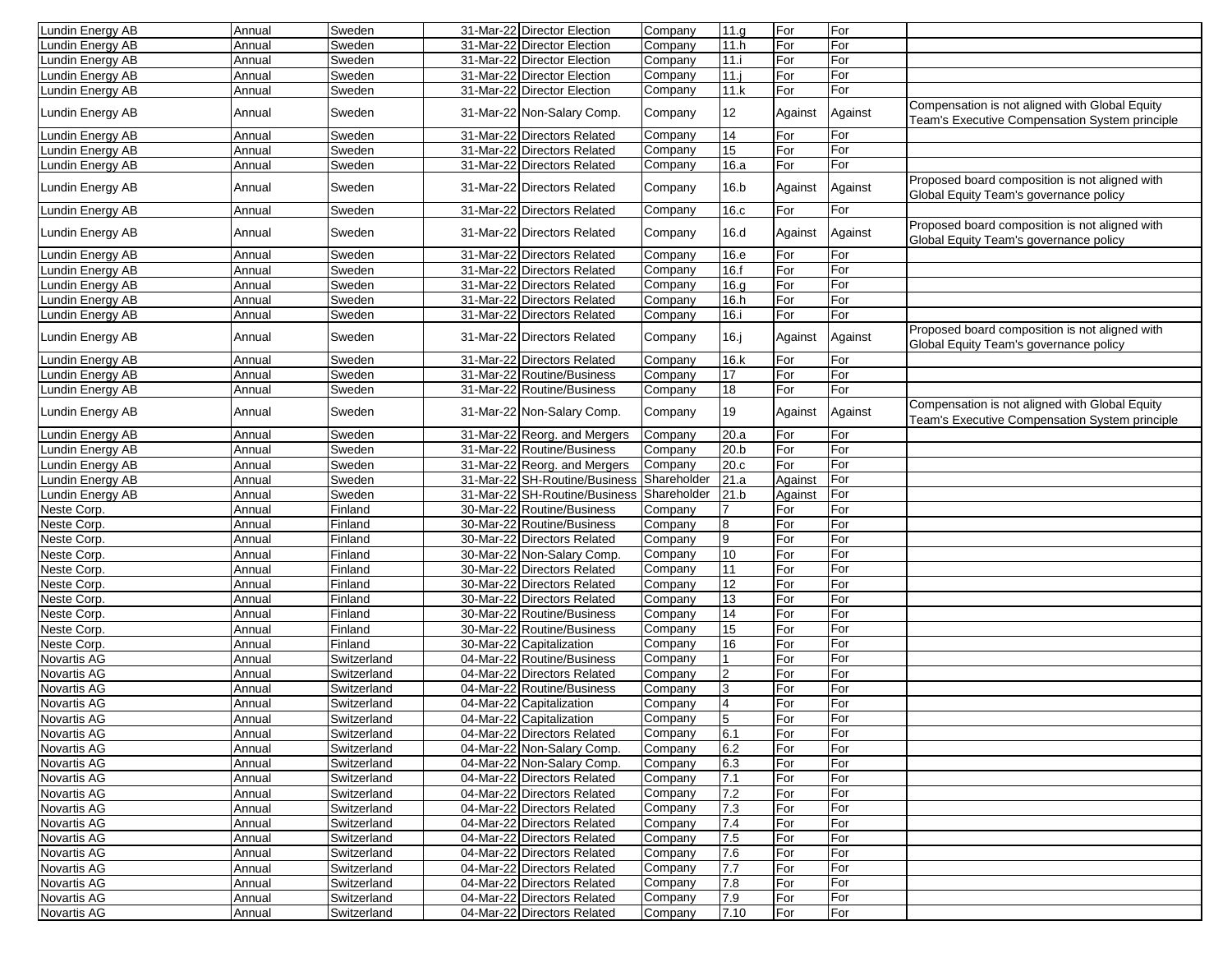| Lundin Energy AB | Annual | Sweden | | 31-Mar-22 | Director Election | Company | 11.g | For | For | |
|---|---|---|---|---|---|---|---|---|---|---|
| Lundin Energy AB | Annual | Sweden | | 31-Mar-22 | Director Election | Company | 11.h | For | For | |
| Lundin Energy AB | Annual | Sweden | | 31-Mar-22 | Director Election | Company | 11.i | For | For | |
| Lundin Energy AB | Annual | Sweden | | 31-Mar-22 | Director Election | Company | 11.j | For | For | |
| Lundin Energy AB | Annual | Sweden | | 31-Mar-22 | Director Election | Company | 11.k | For | For | |
| Lundin Energy AB | Annual | Sweden | | 31-Mar-22 | Non-Salary Comp. | Company | 12 | Against | Against | Compensation is not aligned with Global Equity Team's Executive Compensation System principle |
| Lundin Energy AB | Annual | Sweden | | 31-Mar-22 | Directors Related | Company | 14 | For | For | |
| Lundin Energy AB | Annual | Sweden | | 31-Mar-22 | Directors Related | Company | 15 | For | For | |
| Lundin Energy AB | Annual | Sweden | | 31-Mar-22 | Directors Related | Company | 16.a | For | For | |
| Lundin Energy AB | Annual | Sweden | | 31-Mar-22 | Directors Related | Company | 16.b | Against | Against | Proposed board composition is not aligned with Global Equity Team's governance policy |
| Lundin Energy AB | Annual | Sweden | | 31-Mar-22 | Directors Related | Company | 16.c | For | For | |
| Lundin Energy AB | Annual | Sweden | | 31-Mar-22 | Directors Related | Company | 16.d | Against | Against | Proposed board composition is not aligned with Global Equity Team's governance policy |
| Lundin Energy AB | Annual | Sweden | | 31-Mar-22 | Directors Related | Company | 16.e | For | For | |
| Lundin Energy AB | Annual | Sweden | | 31-Mar-22 | Directors Related | Company | 16.f | For | For | |
| Lundin Energy AB | Annual | Sweden | | 31-Mar-22 | Directors Related | Company | 16.g | For | For | |
| Lundin Energy AB | Annual | Sweden | | 31-Mar-22 | Directors Related | Company | 16.h | For | For | |
| Lundin Energy AB | Annual | Sweden | | 31-Mar-22 | Directors Related | Company | 16.i | For | For | |
| Lundin Energy AB | Annual | Sweden | | 31-Mar-22 | Directors Related | Company | 16.j | Against | Against | Proposed board composition is not aligned with Global Equity Team's governance policy |
| Lundin Energy AB | Annual | Sweden | | 31-Mar-22 | Directors Related | Company | 16.k | For | For | |
| Lundin Energy AB | Annual | Sweden | | 31-Mar-22 | Routine/Business | Company | 17 | For | For | |
| Lundin Energy AB | Annual | Sweden | | 31-Mar-22 | Routine/Business | Company | 18 | For | For | |
| Lundin Energy AB | Annual | Sweden | | 31-Mar-22 | Non-Salary Comp. | Company | 19 | Against | Against | Compensation is not aligned with Global Equity Team's Executive Compensation System principle |
| Lundin Energy AB | Annual | Sweden | | 31-Mar-22 | Reorg. and Mergers | Company | 20.a | For | For | |
| Lundin Energy AB | Annual | Sweden | | 31-Mar-22 | Routine/Business | Company | 20.b | For | For | |
| Lundin Energy AB | Annual | Sweden | | 31-Mar-22 | Reorg. and Mergers | Company | 20.c | For | For | |
| Lundin Energy AB | Annual | Sweden | | 31-Mar-22 | SH-Routine/Business | Shareholder | 21.a | Against | For | |
| Lundin Energy AB | Annual | Sweden | | 31-Mar-22 | SH-Routine/Business | Shareholder | 21.b | Against | For | |
| Neste Corp. | Annual | Finland | | 30-Mar-22 | Routine/Business | Company | 7 | For | For | |
| Neste Corp. | Annual | Finland | | 30-Mar-22 | Routine/Business | Company | 8 | For | For | |
| Neste Corp. | Annual | Finland | | 30-Mar-22 | Directors Related | Company | 9 | For | For | |
| Neste Corp. | Annual | Finland | | 30-Mar-22 | Non-Salary Comp. | Company | 10 | For | For | |
| Neste Corp. | Annual | Finland | | 30-Mar-22 | Directors Related | Company | 11 | For | For | |
| Neste Corp. | Annual | Finland | | 30-Mar-22 | Directors Related | Company | 12 | For | For | |
| Neste Corp. | Annual | Finland | | 30-Mar-22 | Directors Related | Company | 13 | For | For | |
| Neste Corp. | Annual | Finland | | 30-Mar-22 | Routine/Business | Company | 14 | For | For | |
| Neste Corp. | Annual | Finland | | 30-Mar-22 | Routine/Business | Company | 15 | For | For | |
| Neste Corp. | Annual | Finland | | 30-Mar-22 | Capitalization | Company | 16 | For | For | |
| Novartis AG | Annual | Switzerland | | 04-Mar-22 | Routine/Business | Company | 1 | For | For | |
| Novartis AG | Annual | Switzerland | | 04-Mar-22 | Directors Related | Company | 2 | For | For | |
| Novartis AG | Annual | Switzerland | | 04-Mar-22 | Routine/Business | Company | 3 | For | For | |
| Novartis AG | Annual | Switzerland | | 04-Mar-22 | Capitalization | Company | 4 | For | For | |
| Novartis AG | Annual | Switzerland | | 04-Mar-22 | Capitalization | Company | 5 | For | For | |
| Novartis AG | Annual | Switzerland | | 04-Mar-22 | Directors Related | Company | 6.1 | For | For | |
| Novartis AG | Annual | Switzerland | | 04-Mar-22 | Non-Salary Comp. | Company | 6.2 | For | For | |
| Novartis AG | Annual | Switzerland | | 04-Mar-22 | Non-Salary Comp. | Company | 6.3 | For | For | |
| Novartis AG | Annual | Switzerland | | 04-Mar-22 | Directors Related | Company | 7.1 | For | For | |
| Novartis AG | Annual | Switzerland | | 04-Mar-22 | Directors Related | Company | 7.2 | For | For | |
| Novartis AG | Annual | Switzerland | | 04-Mar-22 | Directors Related | Company | 7.3 | For | For | |
| Novartis AG | Annual | Switzerland | | 04-Mar-22 | Directors Related | Company | 7.4 | For | For | |
| Novartis AG | Annual | Switzerland | | 04-Mar-22 | Directors Related | Company | 7.5 | For | For | |
| Novartis AG | Annual | Switzerland | | 04-Mar-22 | Directors Related | Company | 7.6 | For | For | |
| Novartis AG | Annual | Switzerland | | 04-Mar-22 | Directors Related | Company | 7.7 | For | For | |
| Novartis AG | Annual | Switzerland | | 04-Mar-22 | Directors Related | Company | 7.8 | For | For | |
| Novartis AG | Annual | Switzerland | | 04-Mar-22 | Directors Related | Company | 7.9 | For | For | |
| Novartis AG | Annual | Switzerland | | 04-Mar-22 | Directors Related | Company | 7.10 | For | For | |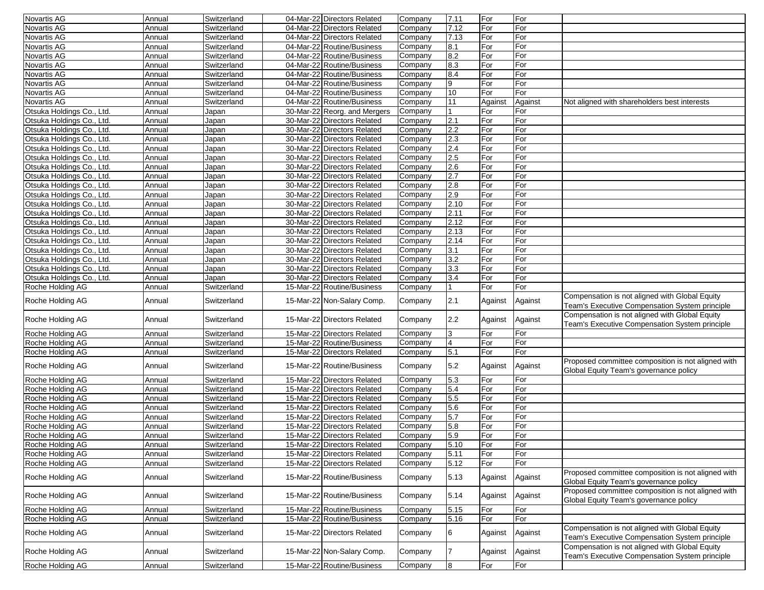| | | | | | | | | | |
|---|---|---|---|---|---|---|---|---|---|
| Novartis AG | Annual | Switzerland | 04-Mar-22 | Directors Related | Company | 7.11 | For | For | |
| Novartis AG | Annual | Switzerland | 04-Mar-22 | Directors Related | Company | 7.12 | For | For | |
| Novartis AG | Annual | Switzerland | 04-Mar-22 | Directors Related | Company | 7.13 | For | For | |
| Novartis AG | Annual | Switzerland | 04-Mar-22 | Routine/Business | Company | 8.1 | For | For | |
| Novartis AG | Annual | Switzerland | 04-Mar-22 | Routine/Business | Company | 8.2 | For | For | |
| Novartis AG | Annual | Switzerland | 04-Mar-22 | Routine/Business | Company | 8.3 | For | For | |
| Novartis AG | Annual | Switzerland | 04-Mar-22 | Routine/Business | Company | 8.4 | For | For | |
| Novartis AG | Annual | Switzerland | 04-Mar-22 | Routine/Business | Company | 9 | For | For | |
| Novartis AG | Annual | Switzerland | 04-Mar-22 | Routine/Business | Company | 10 | For | For | |
| Novartis AG | Annual | Switzerland | 04-Mar-22 | Routine/Business | Company | 11 | Against | Against | Not aligned with shareholders best interests |
| Otsuka Holdings Co., Ltd. | Annual | Japan | 30-Mar-22 | Reorg. and Mergers | Company | 1 | For | For | |
| Otsuka Holdings Co., Ltd. | Annual | Japan | 30-Mar-22 | Directors Related | Company | 2.1 | For | For | |
| Otsuka Holdings Co., Ltd. | Annual | Japan | 30-Mar-22 | Directors Related | Company | 2.2 | For | For | |
| Otsuka Holdings Co., Ltd. | Annual | Japan | 30-Mar-22 | Directors Related | Company | 2.3 | For | For | |
| Otsuka Holdings Co., Ltd. | Annual | Japan | 30-Mar-22 | Directors Related | Company | 2.4 | For | For | |
| Otsuka Holdings Co., Ltd. | Annual | Japan | 30-Mar-22 | Directors Related | Company | 2.5 | For | For | |
| Otsuka Holdings Co., Ltd. | Annual | Japan | 30-Mar-22 | Directors Related | Company | 2.6 | For | For | |
| Otsuka Holdings Co., Ltd. | Annual | Japan | 30-Mar-22 | Directors Related | Company | 2.7 | For | For | |
| Otsuka Holdings Co., Ltd. | Annual | Japan | 30-Mar-22 | Directors Related | Company | 2.8 | For | For | |
| Otsuka Holdings Co., Ltd. | Annual | Japan | 30-Mar-22 | Directors Related | Company | 2.9 | For | For | |
| Otsuka Holdings Co., Ltd. | Annual | Japan | 30-Mar-22 | Directors Related | Company | 2.10 | For | For | |
| Otsuka Holdings Co., Ltd. | Annual | Japan | 30-Mar-22 | Directors Related | Company | 2.11 | For | For | |
| Otsuka Holdings Co., Ltd. | Annual | Japan | 30-Mar-22 | Directors Related | Company | 2.12 | For | For | |
| Otsuka Holdings Co., Ltd. | Annual | Japan | 30-Mar-22 | Directors Related | Company | 2.13 | For | For | |
| Otsuka Holdings Co., Ltd. | Annual | Japan | 30-Mar-22 | Directors Related | Company | 2.14 | For | For | |
| Otsuka Holdings Co., Ltd. | Annual | Japan | 30-Mar-22 | Directors Related | Company | 3.1 | For | For | |
| Otsuka Holdings Co., Ltd. | Annual | Japan | 30-Mar-22 | Directors Related | Company | 3.2 | For | For | |
| Otsuka Holdings Co., Ltd. | Annual | Japan | 30-Mar-22 | Directors Related | Company | 3.3 | For | For | |
| Otsuka Holdings Co., Ltd. | Annual | Japan | 30-Mar-22 | Directors Related | Company | 3.4 | For | For | |
| Roche Holding AG | Annual | Switzerland | 15-Mar-22 | Routine/Business | Company | 1 | For | For | |
| Roche Holding AG | Annual | Switzerland | 15-Mar-22 | Non-Salary Comp. | Company | 2.1 | Against | Against | Compensation is not aligned with Global Equity Team's Executive Compensation System principle |
| Roche Holding AG | Annual | Switzerland | 15-Mar-22 | Directors Related | Company | 2.2 | Against | Against | Compensation is not aligned with Global Equity Team's Executive Compensation System principle |
| Roche Holding AG | Annual | Switzerland | 15-Mar-22 | Directors Related | Company | 3 | For | For | |
| Roche Holding AG | Annual | Switzerland | 15-Mar-22 | Routine/Business | Company | 4 | For | For | |
| Roche Holding AG | Annual | Switzerland | 15-Mar-22 | Directors Related | Company | 5.1 | For | For | |
| Roche Holding AG | Annual | Switzerland | 15-Mar-22 | Routine/Business | Company | 5.2 | Against | Against | Proposed committee composition is not aligned with Global Equity Team's governance policy |
| Roche Holding AG | Annual | Switzerland | 15-Mar-22 | Directors Related | Company | 5.3 | For | For | |
| Roche Holding AG | Annual | Switzerland | 15-Mar-22 | Directors Related | Company | 5.4 | For | For | |
| Roche Holding AG | Annual | Switzerland | 15-Mar-22 | Directors Related | Company | 5.5 | For | For | |
| Roche Holding AG | Annual | Switzerland | 15-Mar-22 | Directors Related | Company | 5.6 | For | For | |
| Roche Holding AG | Annual | Switzerland | 15-Mar-22 | Directors Related | Company | 5.7 | For | For | |
| Roche Holding AG | Annual | Switzerland | 15-Mar-22 | Directors Related | Company | 5.8 | For | For | |
| Roche Holding AG | Annual | Switzerland | 15-Mar-22 | Directors Related | Company | 5.9 | For | For | |
| Roche Holding AG | Annual | Switzerland | 15-Mar-22 | Directors Related | Company | 5.10 | For | For | |
| Roche Holding AG | Annual | Switzerland | 15-Mar-22 | Directors Related | Company | 5.11 | For | For | |
| Roche Holding AG | Annual | Switzerland | 15-Mar-22 | Directors Related | Company | 5.12 | For | For | |
| Roche Holding AG | Annual | Switzerland | 15-Mar-22 | Routine/Business | Company | 5.13 | Against | Against | Proposed committee composition is not aligned with Global Equity Team's governance policy |
| Roche Holding AG | Annual | Switzerland | 15-Mar-22 | Routine/Business | Company | 5.14 | Against | Against | Proposed committee composition is not aligned with Global Equity Team's governance policy |
| Roche Holding AG | Annual | Switzerland | 15-Mar-22 | Routine/Business | Company | 5.15 | For | For | |
| Roche Holding AG | Annual | Switzerland | 15-Mar-22 | Routine/Business | Company | 5.16 | For | For | |
| Roche Holding AG | Annual | Switzerland | 15-Mar-22 | Directors Related | Company | 6 | Against | Against | Compensation is not aligned with Global Equity Team's Executive Compensation System principle |
| Roche Holding AG | Annual | Switzerland | 15-Mar-22 | Non-Salary Comp. | Company | 7 | Against | Against | Compensation is not aligned with Global Equity Team's Executive Compensation System principle |
| Roche Holding AG | Annual | Switzerland | 15-Mar-22 | Routine/Business | Company | 8 | For | For | |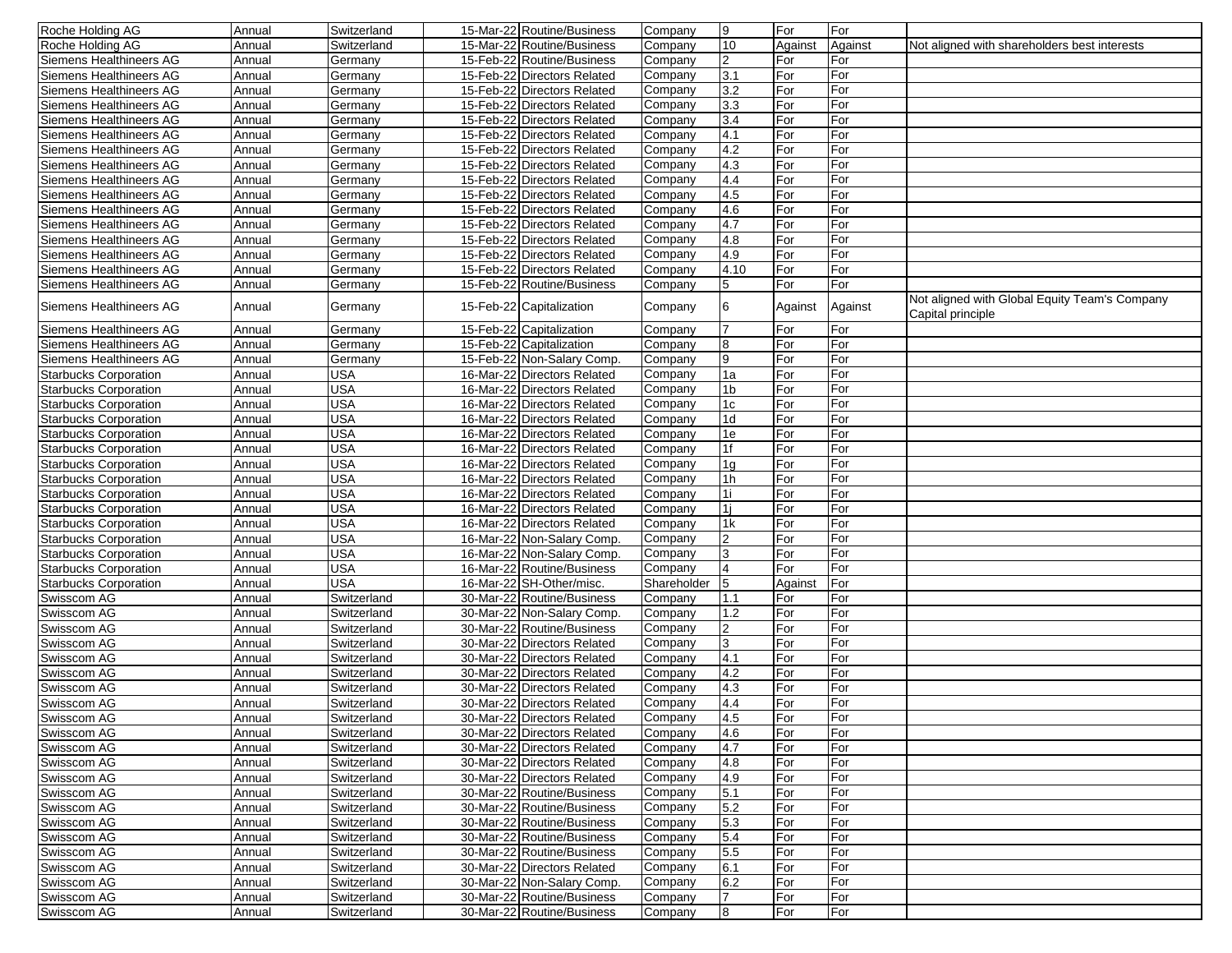| | | | | | | | | | |
|---|---|---|---|---|---|---|---|---|---|
| Roche Holding AG | Annual | Switzerland | 15-Mar-22 | Routine/Business | Company | 9 | For | For | |
| Roche Holding AG | Annual | Switzerland | 15-Mar-22 | Routine/Business | Company | 10 | Against | Against | Not aligned with shareholders best interests |
| Siemens Healthineers AG | Annual | Germany | 15-Feb-22 | Routine/Business | Company | 2 | For | For | |
| Siemens Healthineers AG | Annual | Germany | 15-Feb-22 | Directors Related | Company | 3.1 | For | For | |
| Siemens Healthineers AG | Annual | Germany | 15-Feb-22 | Directors Related | Company | 3.2 | For | For | |
| Siemens Healthineers AG | Annual | Germany | 15-Feb-22 | Directors Related | Company | 3.3 | For | For | |
| Siemens Healthineers AG | Annual | Germany | 15-Feb-22 | Directors Related | Company | 3.4 | For | For | |
| Siemens Healthineers AG | Annual | Germany | 15-Feb-22 | Directors Related | Company | 4.1 | For | For | |
| Siemens Healthineers AG | Annual | Germany | 15-Feb-22 | Directors Related | Company | 4.2 | For | For | |
| Siemens Healthineers AG | Annual | Germany | 15-Feb-22 | Directors Related | Company | 4.3 | For | For | |
| Siemens Healthineers AG | Annual | Germany | 15-Feb-22 | Directors Related | Company | 4.4 | For | For | |
| Siemens Healthineers AG | Annual | Germany | 15-Feb-22 | Directors Related | Company | 4.5 | For | For | |
| Siemens Healthineers AG | Annual | Germany | 15-Feb-22 | Directors Related | Company | 4.6 | For | For | |
| Siemens Healthineers AG | Annual | Germany | 15-Feb-22 | Directors Related | Company | 4.7 | For | For | |
| Siemens Healthineers AG | Annual | Germany | 15-Feb-22 | Directors Related | Company | 4.8 | For | For | |
| Siemens Healthineers AG | Annual | Germany | 15-Feb-22 | Directors Related | Company | 4.9 | For | For | |
| Siemens Healthineers AG | Annual | Germany | 15-Feb-22 | Directors Related | Company | 4.10 | For | For | |
| Siemens Healthineers AG | Annual | Germany | 15-Feb-22 | Routine/Business | Company | 5 | For | For | |
| Siemens Healthineers AG | Annual | Germany | 15-Feb-22 | Capitalization | Company | 6 | Against | Against | Not aligned with Global Equity Team's Company Capital principle |
| Siemens Healthineers AG | Annual | Germany | 15-Feb-22 | Capitalization | Company | 7 | For | For | |
| Siemens Healthineers AG | Annual | Germany | 15-Feb-22 | Capitalization | Company | 8 | For | For | |
| Siemens Healthineers AG | Annual | Germany | 15-Feb-22 | Non-Salary Comp. | Company | 9 | For | For | |
| Starbucks Corporation | Annual | USA | 16-Mar-22 | Directors Related | Company | 1a | For | For | |
| Starbucks Corporation | Annual | USA | 16-Mar-22 | Directors Related | Company | 1b | For | For | |
| Starbucks Corporation | Annual | USA | 16-Mar-22 | Directors Related | Company | 1c | For | For | |
| Starbucks Corporation | Annual | USA | 16-Mar-22 | Directors Related | Company | 1d | For | For | |
| Starbucks Corporation | Annual | USA | 16-Mar-22 | Directors Related | Company | 1e | For | For | |
| Starbucks Corporation | Annual | USA | 16-Mar-22 | Directors Related | Company | 1f | For | For | |
| Starbucks Corporation | Annual | USA | 16-Mar-22 | Directors Related | Company | 1g | For | For | |
| Starbucks Corporation | Annual | USA | 16-Mar-22 | Directors Related | Company | 1h | For | For | |
| Starbucks Corporation | Annual | USA | 16-Mar-22 | Directors Related | Company | 1i | For | For | |
| Starbucks Corporation | Annual | USA | 16-Mar-22 | Directors Related | Company | 1j | For | For | |
| Starbucks Corporation | Annual | USA | 16-Mar-22 | Directors Related | Company | 1k | For | For | |
| Starbucks Corporation | Annual | USA | 16-Mar-22 | Non-Salary Comp. | Company | 2 | For | For | |
| Starbucks Corporation | Annual | USA | 16-Mar-22 | Non-Salary Comp. | Company | 3 | For | For | |
| Starbucks Corporation | Annual | USA | 16-Mar-22 | Routine/Business | Company | 4 | For | For | |
| Starbucks Corporation | Annual | USA | 16-Mar-22 | SH-Other/misc. | Shareholder | 5 | Against | For | |
| Swisscom AG | Annual | Switzerland | 30-Mar-22 | Routine/Business | Company | 1.1 | For | For | |
| Swisscom AG | Annual | Switzerland | 30-Mar-22 | Non-Salary Comp. | Company | 1.2 | For | For | |
| Swisscom AG | Annual | Switzerland | 30-Mar-22 | Routine/Business | Company | 2 | For | For | |
| Swisscom AG | Annual | Switzerland | 30-Mar-22 | Directors Related | Company | 3 | For | For | |
| Swisscom AG | Annual | Switzerland | 30-Mar-22 | Directors Related | Company | 4.1 | For | For | |
| Swisscom AG | Annual | Switzerland | 30-Mar-22 | Directors Related | Company | 4.2 | For | For | |
| Swisscom AG | Annual | Switzerland | 30-Mar-22 | Directors Related | Company | 4.3 | For | For | |
| Swisscom AG | Annual | Switzerland | 30-Mar-22 | Directors Related | Company | 4.4 | For | For | |
| Swisscom AG | Annual | Switzerland | 30-Mar-22 | Directors Related | Company | 4.5 | For | For | |
| Swisscom AG | Annual | Switzerland | 30-Mar-22 | Directors Related | Company | 4.6 | For | For | |
| Swisscom AG | Annual | Switzerland | 30-Mar-22 | Directors Related | Company | 4.7 | For | For | |
| Swisscom AG | Annual | Switzerland | 30-Mar-22 | Directors Related | Company | 4.8 | For | For | |
| Swisscom AG | Annual | Switzerland | 30-Mar-22 | Directors Related | Company | 4.9 | For | For | |
| Swisscom AG | Annual | Switzerland | 30-Mar-22 | Routine/Business | Company | 5.1 | For | For | |
| Swisscom AG | Annual | Switzerland | 30-Mar-22 | Routine/Business | Company | 5.2 | For | For | |
| Swisscom AG | Annual | Switzerland | 30-Mar-22 | Routine/Business | Company | 5.3 | For | For | |
| Swisscom AG | Annual | Switzerland | 30-Mar-22 | Routine/Business | Company | 5.4 | For | For | |
| Swisscom AG | Annual | Switzerland | 30-Mar-22 | Routine/Business | Company | 5.5 | For | For | |
| Swisscom AG | Annual | Switzerland | 30-Mar-22 | Directors Related | Company | 6.1 | For | For | |
| Swisscom AG | Annual | Switzerland | 30-Mar-22 | Non-Salary Comp. | Company | 6.2 | For | For | |
| Swisscom AG | Annual | Switzerland | 30-Mar-22 | Routine/Business | Company | 7 | For | For | |
| Swisscom AG | Annual | Switzerland | 30-Mar-22 | Routine/Business | Company | 8 | For | For | |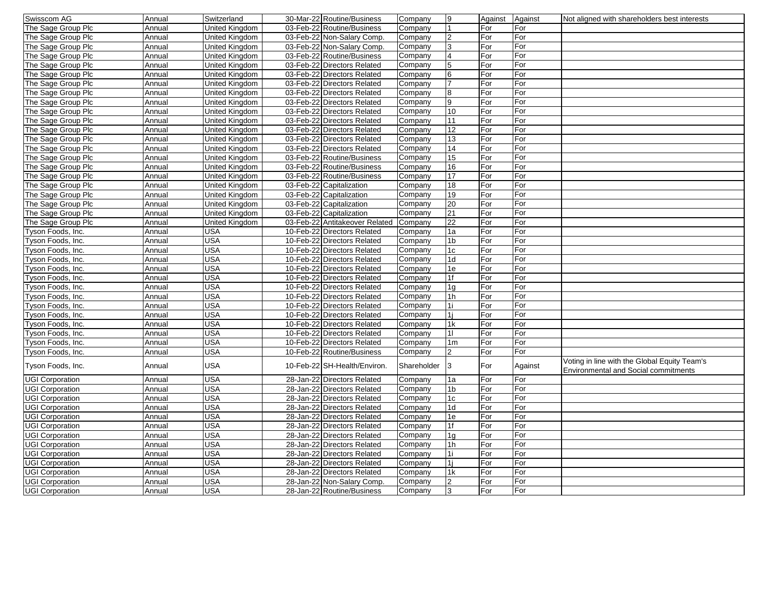| | | | | | | | | | |
|---|---|---|---|---|---|---|---|---|---|
| Swisscom AG | Annual | Switzerland | 30-Mar-22 | Routine/Business | Company | 9 | Against | Against | Not aligned with shareholders best interests |
| The Sage Group Plc | Annual | United Kingdom | 03-Feb-22 | Routine/Business | Company | 1 | For | For | |
| The Sage Group Plc | Annual | United Kingdom | 03-Feb-22 | Non-Salary Comp. | Company | 2 | For | For | |
| The Sage Group Plc | Annual | United Kingdom | 03-Feb-22 | Non-Salary Comp. | Company | 3 | For | For | |
| The Sage Group Plc | Annual | United Kingdom | 03-Feb-22 | Routine/Business | Company | 4 | For | For | |
| The Sage Group Plc | Annual | United Kingdom | 03-Feb-22 | Directors Related | Company | 5 | For | For | |
| The Sage Group Plc | Annual | United Kingdom | 03-Feb-22 | Directors Related | Company | 6 | For | For | |
| The Sage Group Plc | Annual | United Kingdom | 03-Feb-22 | Directors Related | Company | 7 | For | For | |
| The Sage Group Plc | Annual | United Kingdom | 03-Feb-22 | Directors Related | Company | 8 | For | For | |
| The Sage Group Plc | Annual | United Kingdom | 03-Feb-22 | Directors Related | Company | 9 | For | For | |
| The Sage Group Plc | Annual | United Kingdom | 03-Feb-22 | Directors Related | Company | 10 | For | For | |
| The Sage Group Plc | Annual | United Kingdom | 03-Feb-22 | Directors Related | Company | 11 | For | For | |
| The Sage Group Plc | Annual | United Kingdom | 03-Feb-22 | Directors Related | Company | 12 | For | For | |
| The Sage Group Plc | Annual | United Kingdom | 03-Feb-22 | Directors Related | Company | 13 | For | For | |
| The Sage Group Plc | Annual | United Kingdom | 03-Feb-22 | Directors Related | Company | 14 | For | For | |
| The Sage Group Plc | Annual | United Kingdom | 03-Feb-22 | Routine/Business | Company | 15 | For | For | |
| The Sage Group Plc | Annual | United Kingdom | 03-Feb-22 | Routine/Business | Company | 16 | For | For | |
| The Sage Group Plc | Annual | United Kingdom | 03-Feb-22 | Routine/Business | Company | 17 | For | For | |
| The Sage Group Plc | Annual | United Kingdom | 03-Feb-22 | Capitalization | Company | 18 | For | For | |
| The Sage Group Plc | Annual | United Kingdom | 03-Feb-22 | Capitalization | Company | 19 | For | For | |
| The Sage Group Plc | Annual | United Kingdom | 03-Feb-22 | Capitalization | Company | 20 | For | For | |
| The Sage Group Plc | Annual | United Kingdom | 03-Feb-22 | Capitalization | Company | 21 | For | For | |
| The Sage Group Plc | Annual | United Kingdom | 03-Feb-22 | Antitakeover Related | Company | 22 | For | For | |
| Tyson Foods, Inc. | Annual | USA | 10-Feb-22 | Directors Related | Company | 1a | For | For | |
| Tyson Foods, Inc. | Annual | USA | 10-Feb-22 | Directors Related | Company | 1b | For | For | |
| Tyson Foods, Inc. | Annual | USA | 10-Feb-22 | Directors Related | Company | 1c | For | For | |
| Tyson Foods, Inc. | Annual | USA | 10-Feb-22 | Directors Related | Company | 1d | For | For | |
| Tyson Foods, Inc. | Annual | USA | 10-Feb-22 | Directors Related | Company | 1e | For | For | |
| Tyson Foods, Inc. | Annual | USA | 10-Feb-22 | Directors Related | Company | 1f | For | For | |
| Tyson Foods, Inc. | Annual | USA | 10-Feb-22 | Directors Related | Company | 1g | For | For | |
| Tyson Foods, Inc. | Annual | USA | 10-Feb-22 | Directors Related | Company | 1h | For | For | |
| Tyson Foods, Inc. | Annual | USA | 10-Feb-22 | Directors Related | Company | 1i | For | For | |
| Tyson Foods, Inc. | Annual | USA | 10-Feb-22 | Directors Related | Company | 1j | For | For | |
| Tyson Foods, Inc. | Annual | USA | 10-Feb-22 | Directors Related | Company | 1k | For | For | |
| Tyson Foods, Inc. | Annual | USA | 10-Feb-22 | Directors Related | Company | 1l | For | For | |
| Tyson Foods, Inc. | Annual | USA | 10-Feb-22 | Directors Related | Company | 1m | For | For | |
| Tyson Foods, Inc. | Annual | USA | 10-Feb-22 | Routine/Business | Company | 2 | For | For | |
| Tyson Foods, Inc. | Annual | USA | 10-Feb-22 | SH-Health/Environ. | Shareholder | 3 | For | Against | Voting in line with the Global Equity Team's Environmental and Social commitments |
| UGI Corporation | Annual | USA | 28-Jan-22 | Directors Related | Company | 1a | For | For | |
| UGI Corporation | Annual | USA | 28-Jan-22 | Directors Related | Company | 1b | For | For | |
| UGI Corporation | Annual | USA | 28-Jan-22 | Directors Related | Company | 1c | For | For | |
| UGI Corporation | Annual | USA | 28-Jan-22 | Directors Related | Company | 1d | For | For | |
| UGI Corporation | Annual | USA | 28-Jan-22 | Directors Related | Company | 1e | For | For | |
| UGI Corporation | Annual | USA | 28-Jan-22 | Directors Related | Company | 1f | For | For | |
| UGI Corporation | Annual | USA | 28-Jan-22 | Directors Related | Company | 1g | For | For | |
| UGI Corporation | Annual | USA | 28-Jan-22 | Directors Related | Company | 1h | For | For | |
| UGI Corporation | Annual | USA | 28-Jan-22 | Directors Related | Company | 1i | For | For | |
| UGI Corporation | Annual | USA | 28-Jan-22 | Directors Related | Company | 1j | For | For | |
| UGI Corporation | Annual | USA | 28-Jan-22 | Directors Related | Company | 1k | For | For | |
| UGI Corporation | Annual | USA | 28-Jan-22 | Non-Salary Comp. | Company | 2 | For | For | |
| UGI Corporation | Annual | USA | 28-Jan-22 | Routine/Business | Company | 3 | For | For | |